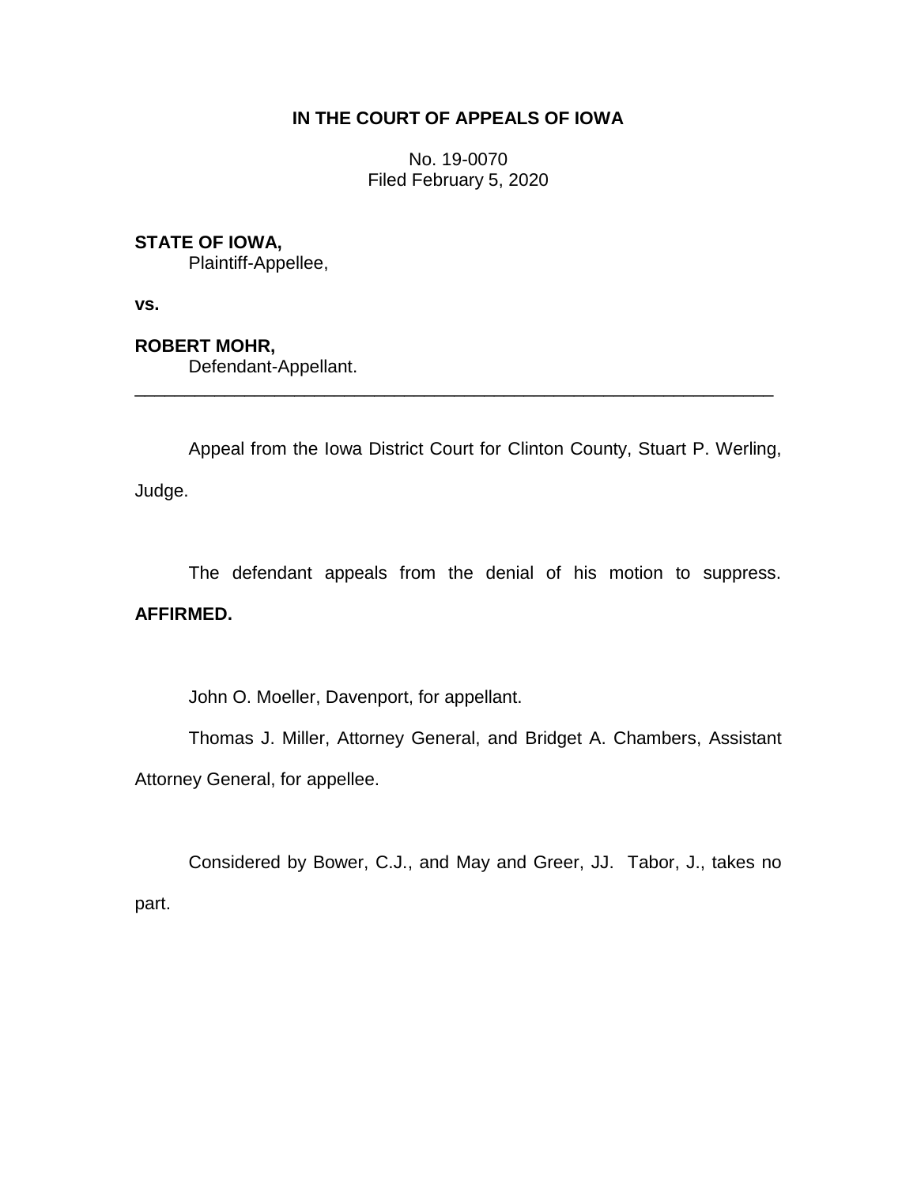**IN THE COURT OF APPEALS OF IOWA**

No. 19-0070
Filed February 5, 2020

**STATE OF IOWA,**
Plaintiff-Appellee,

**vs.**

**ROBERT MOHR,**
Defendant-Appellant.

---

Appeal from the Iowa District Court for Clinton County, Stuart P. Werling, Judge.

The defendant appeals from the denial of his motion to suppress. **AFFIRMED.**

John O. Moeller, Davenport, for appellant.

Thomas J. Miller, Attorney General, and Bridget A. Chambers, Assistant Attorney General, for appellee.

Considered by Bower, C.J., and May and Greer, JJ. Tabor, J., takes no part.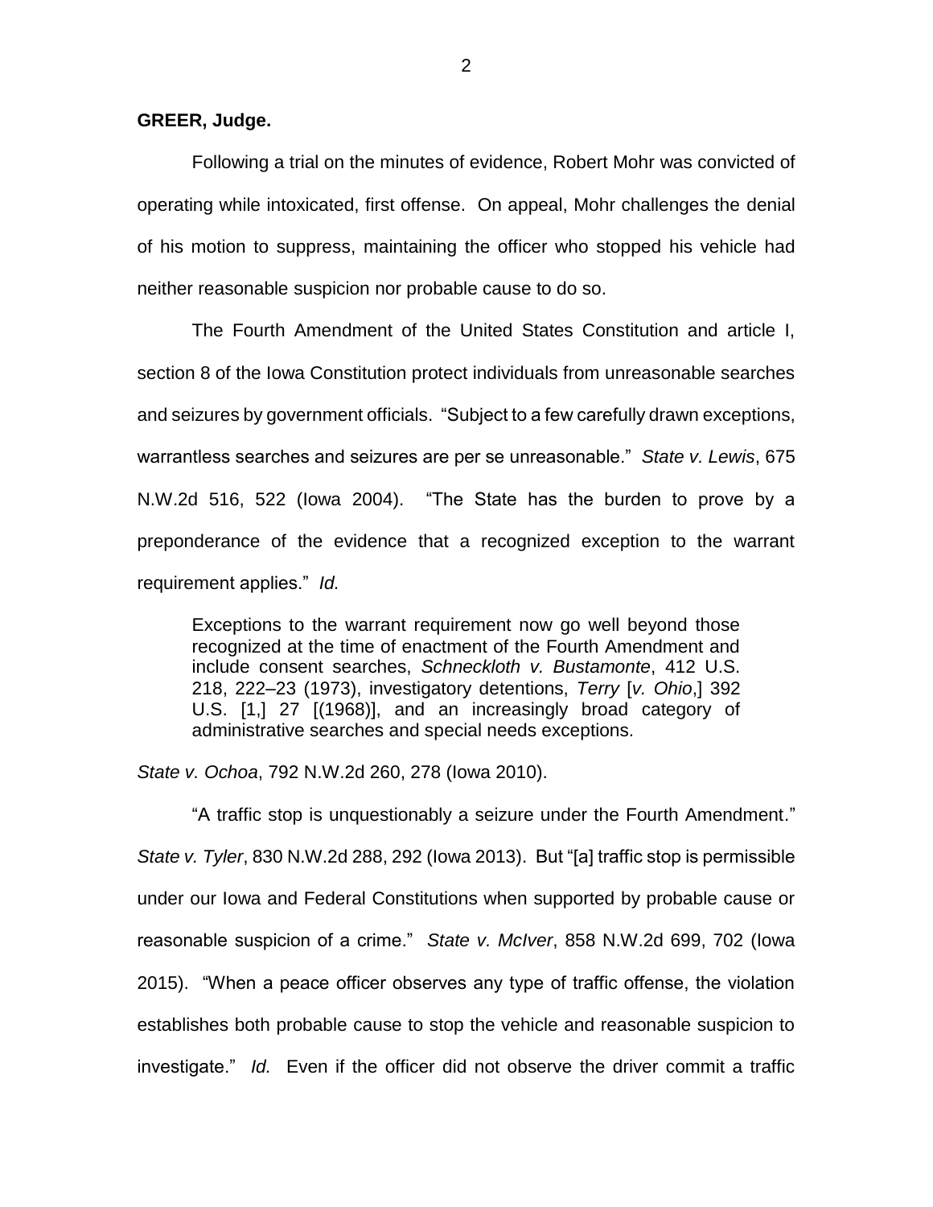**GREER, Judge.**

Following a trial on the minutes of evidence, Robert Mohr was convicted of operating while intoxicated, first offense. On appeal, Mohr challenges the denial of his motion to suppress, maintaining the officer who stopped his vehicle had neither reasonable suspicion nor probable cause to do so.

The Fourth Amendment of the United States Constitution and article I, section 8 of the Iowa Constitution protect individuals from unreasonable searches and seizures by government officials. "Subject to a few carefully drawn exceptions, warrantless searches and seizures are per se unreasonable." *State v. Lewis*, 675 N.W.2d 516, 522 (Iowa 2004). "The State has the burden to prove by a preponderance of the evidence that a recognized exception to the warrant requirement applies." *Id.*

> Exceptions to the warrant requirement now go well beyond those recognized at the time of enactment of the Fourth Amendment and include consent searches, *Schneckloth v. Bustamonte*, 412 U.S. 218, 222–23 (1973), investigatory detentions, *Terry* [*v. Ohio*,] 392 U.S. [1,] 27 [(1968)], and an increasingly broad category of administrative searches and special needs exceptions.

*State v. Ochoa*, 792 N.W.2d 260, 278 (Iowa 2010).

"A traffic stop is unquestionably a seizure under the Fourth Amendment." *State v. Tyler*, 830 N.W.2d 288, 292 (Iowa 2013). But "[a] traffic stop is permissible under our Iowa and Federal Constitutions when supported by probable cause or reasonable suspicion of a crime." *State v. McIver*, 858 N.W.2d 699, 702 (Iowa 2015). "When a peace officer observes any type of traffic offense, the violation establishes both probable cause to stop the vehicle and reasonable suspicion to investigate." *Id.* Even if the officer did not observe the driver commit a traffic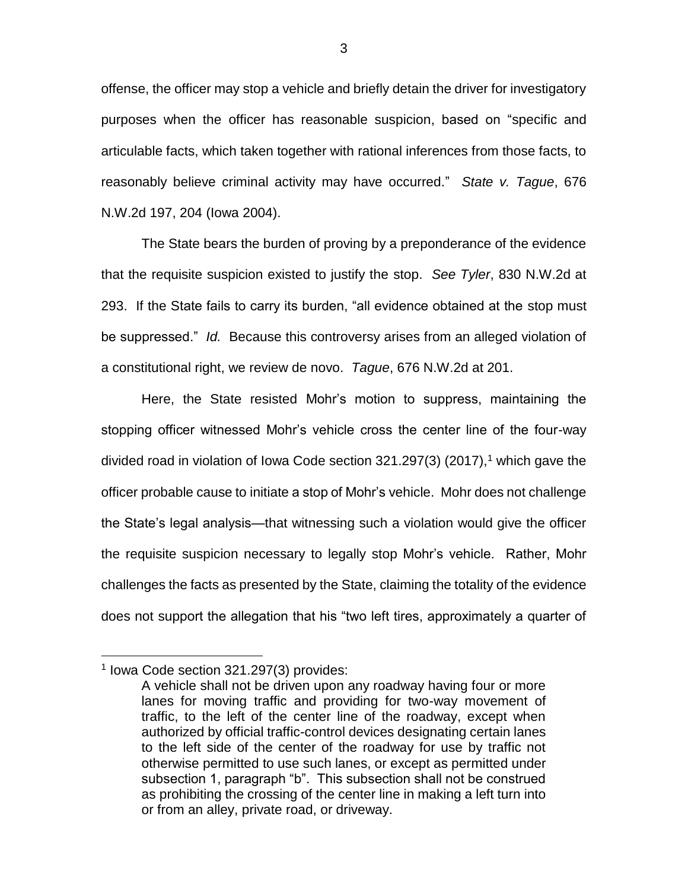offense, the officer may stop a vehicle and briefly detain the driver for investigatory purposes when the officer has reasonable suspicion, based on "specific and articulable facts, which taken together with rational inferences from those facts, to reasonably believe criminal activity may have occurred." *State v. Tague*, 676 N.W.2d 197, 204 (Iowa 2004).

The State bears the burden of proving by a preponderance of the evidence that the requisite suspicion existed to justify the stop. *See Tyler*, 830 N.W.2d at 293. If the State fails to carry its burden, "all evidence obtained at the stop must be suppressed." *Id.* Because this controversy arises from an alleged violation of a constitutional right, we review de novo. *Tague*, 676 N.W.2d at 201.

Here, the State resisted Mohr's motion to suppress, maintaining the stopping officer witnessed Mohr's vehicle cross the center line of the four-way divided road in violation of Iowa Code section 321.297(3) (2017),[1] which gave the officer probable cause to initiate a stop of Mohr's vehicle. Mohr does not challenge the State's legal analysis—that witnessing such a violation would give the officer the requisite suspicion necessary to legally stop Mohr's vehicle. Rather, Mohr challenges the facts as presented by the State, claiming the totality of the evidence does not support the allegation that his "two left tires, approximately a quarter of

---

[1] Iowa Code section 321.297(3) provides:

> A vehicle shall not be driven upon any roadway having four or more lanes for moving traffic and providing for two-way movement of traffic, to the left of the center line of the roadway, except when authorized by official traffic-control devices designating certain lanes to the left side of the center of the roadway for use by traffic not otherwise permitted to use such lanes, or except as permitted under subsection 1, paragraph "b". This subsection shall not be construed as prohibiting the crossing of the center line in making a left turn into or from an alley, private road, or driveway.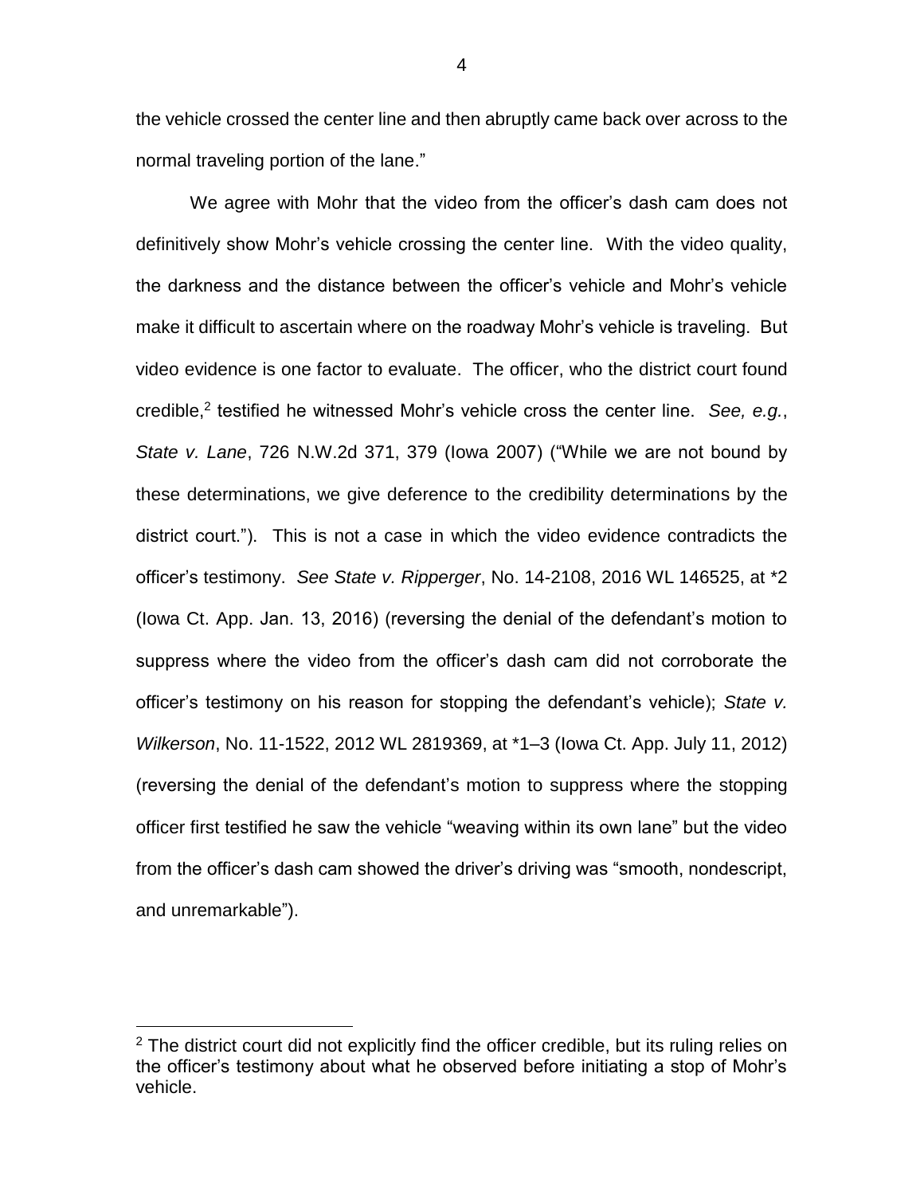the vehicle crossed the center line and then abruptly came back over across to the normal traveling portion of the lane."

We agree with Mohr that the video from the officer's dash cam does not definitively show Mohr's vehicle crossing the center line. With the video quality, the darkness and the distance between the officer's vehicle and Mohr's vehicle make it difficult to ascertain where on the roadway Mohr's vehicle is traveling. But video evidence is one factor to evaluate. The officer, who the district court found credible,[2] testified he witnessed Mohr's vehicle cross the center line. *See, e.g.*, *State v. Lane*, 726 N.W.2d 371, 379 (Iowa 2007) ("While we are not bound by these determinations, we give deference to the credibility determinations by the district court."). This is not a case in which the video evidence contradicts the officer's testimony. *See State v. Ripperger*, No. 14-2108, 2016 WL 146525, at *2 (Iowa Ct. App. Jan. 13, 2016) (reversing the denial of the defendant's motion to suppress where the video from the officer's dash cam did not corroborate the officer's testimony on his reason for stopping the defendant's vehicle); *State v. Wilkerson*, No. 11-1522, 2012 WL 2819369, at *1–3 (Iowa Ct. App. July 11, 2012) (reversing the denial of the defendant's motion to suppress where the stopping officer first testified he saw the vehicle "weaving within its own lane" but the video from the officer's dash cam showed the driver's driving was "smooth, nondescript, and unremarkable").

[2] The district court did not explicitly find the officer credible, but its ruling relies on the officer's testimony about what he observed before initiating a stop of Mohr's vehicle.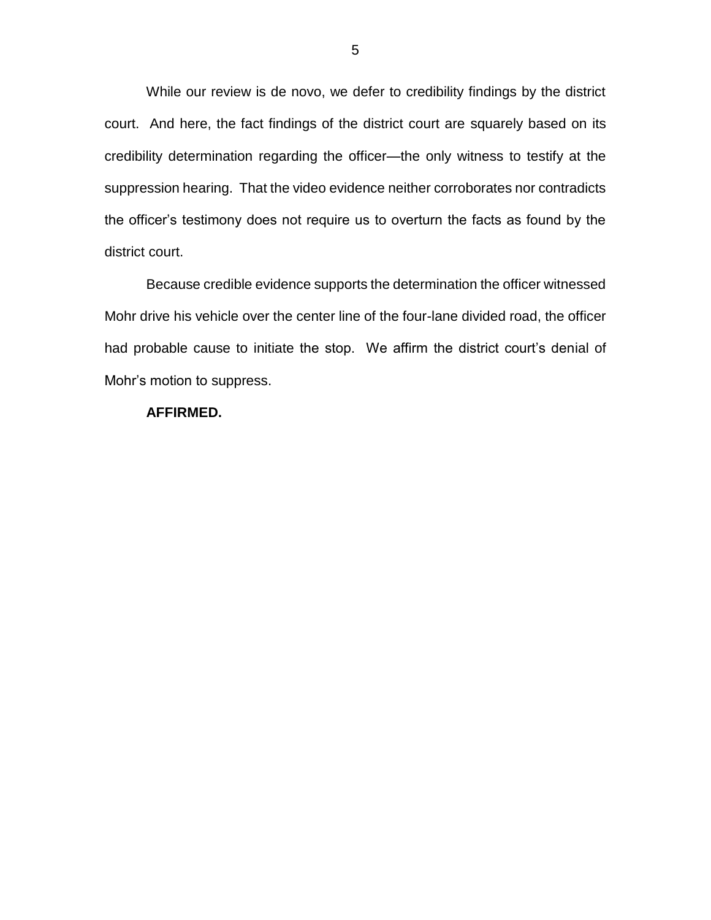While our review is de novo, we defer to credibility findings by the district court. And here, the fact findings of the district court are squarely based on its credibility determination regarding the officer—the only witness to testify at the suppression hearing. That the video evidence neither corroborates nor contradicts the officer's testimony does not require us to overturn the facts as found by the district court.

Because credible evidence supports the determination the officer witnessed Mohr drive his vehicle over the center line of the four-lane divided road, the officer had probable cause to initiate the stop. We affirm the district court's denial of Mohr's motion to suppress.

**AFFIRMED.**